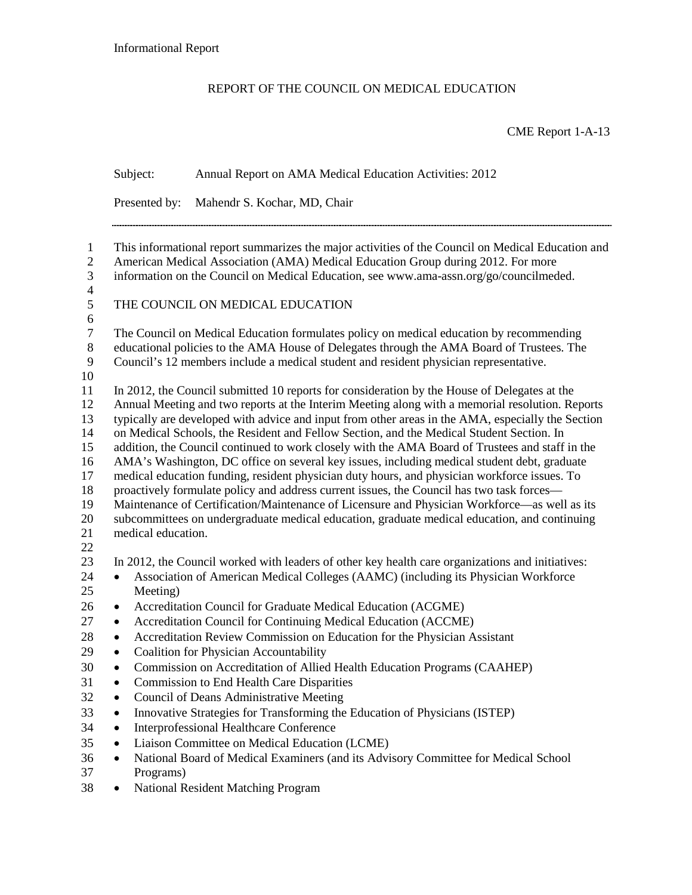Informational Report

REPORT OF THE COUNCIL ON MEDICAL EDUCATION

CME Report 1-A-13

Subject: Annual Report on AMA Medical Education Activities: 2012

Presented by: Mahendr S. Kochar, MD, Chair

---

This informational report summarizes the major activities of the Council on Medical Education and American Medical Association (AMA) Medical Education Group during 2012. For more information on the Council on Medical Education, see www.ama-assn.org/go/councilmeded.

## THE COUNCIL ON MEDICAL EDUCATION

The Council on Medical Education formulates policy on medical education by recommending educational policies to the AMA House of Delegates through the AMA Board of Trustees. The Council's 12 members include a medical student and resident physician representative.

In 2012, the Council submitted 10 reports for consideration by the House of Delegates at the Annual Meeting and two reports at the Interim Meeting along with a memorial resolution. Reports typically are developed with advice and input from other areas in the AMA, especially the Section on Medical Schools, the Resident and Fellow Section, and the Medical Student Section. In addition, the Council continued to work closely with the AMA Board of Trustees and staff in the AMA's Washington, DC office on several key issues, including medical student debt, graduate medical education funding, resident physician duty hours, and physician workforce issues. To proactively formulate policy and address current issues, the Council has two task forces—Maintenance of Certification/Maintenance of Licensure and Physician Workforce—as well as its subcommittees on undergraduate medical education, graduate medical education, and continuing medical education.

In 2012, the Council worked with leaders of other key health care organizations and initiatives:

- Association of American Medical Colleges (AAMC) (including its Physician Workforce Meeting)
- Accreditation Council for Graduate Medical Education (ACGME)
- Accreditation Council for Continuing Medical Education (ACCME)
- Accreditation Review Commission on Education for the Physician Assistant
- Coalition for Physician Accountability
- Commission on Accreditation of Allied Health Education Programs (CAAHEP)
- Commission to End Health Care Disparities
- Council of Deans Administrative Meeting
- Innovative Strategies for Transforming the Education of Physicians (ISTEP)
- Interprofessional Healthcare Conference
- Liaison Committee on Medical Education (LCME)
- National Board of Medical Examiners (and its Advisory Committee for Medical School Programs)
- National Resident Matching Program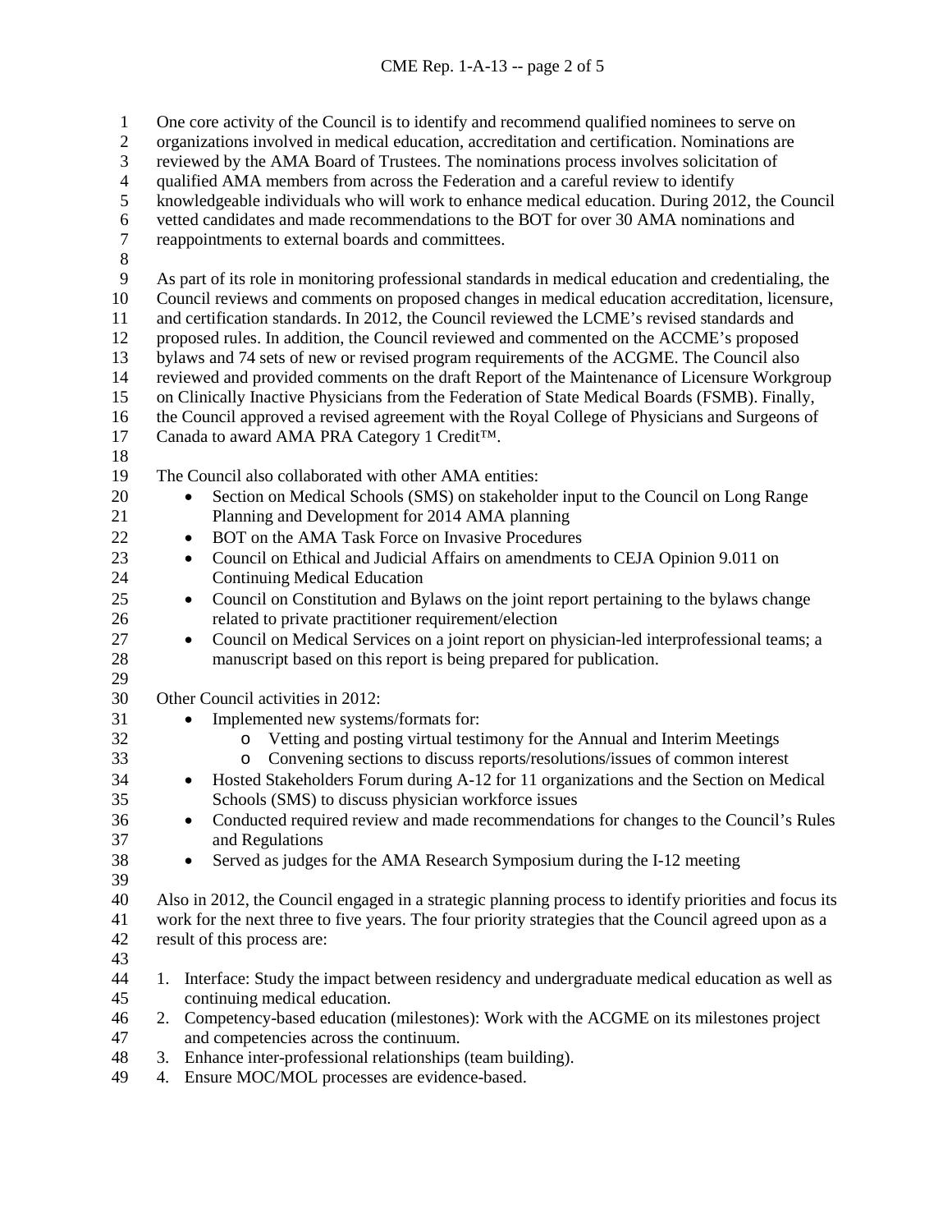One core activity of the Council is to identify and recommend qualified nominees to serve on organizations involved in medical education, accreditation and certification. Nominations are reviewed by the AMA Board of Trustees. The nominations process involves solicitation of qualified AMA members from across the Federation and a careful review to identify knowledgeable individuals who will work to enhance medical education. During 2012, the Council vetted candidates and made recommendations to the BOT for over 30 AMA nominations and reappointments to external boards and committees.

As part of its role in monitoring professional standards in medical education and credentialing, the Council reviews and comments on proposed changes in medical education accreditation, licensure, and certification standards. In 2012, the Council reviewed the LCME's revised standards and proposed rules. In addition, the Council reviewed and commented on the ACCME's proposed bylaws and 74 sets of new or revised program requirements of the ACGME. The Council also reviewed and provided comments on the draft Report of the Maintenance of Licensure Workgroup on Clinically Inactive Physicians from the Federation of State Medical Boards (FSMB). Finally, the Council approved a revised agreement with the Royal College of Physicians and Surgeons of Canada to award AMA PRA Category 1 Credit™.

The Council also collaborated with other AMA entities:

- Section on Medical Schools (SMS) on stakeholder input to the Council on Long Range Planning and Development for 2014 AMA planning
- BOT on the AMA Task Force on Invasive Procedures
- Council on Ethical and Judicial Affairs on amendments to CEJA Opinion 9.011 on Continuing Medical Education
- Council on Constitution and Bylaws on the joint report pertaining to the bylaws change related to private practitioner requirement/election
- Council on Medical Services on a joint report on physician-led interprofessional teams; a manuscript based on this report is being prepared for publication.

Other Council activities in 2012:

- Implemented new systems/formats for:
  - Vetting and posting virtual testimony for the Annual and Interim Meetings
  - Convening sections to discuss reports/resolutions/issues of common interest
- Hosted Stakeholders Forum during A-12 for 11 organizations and the Section on Medical Schools (SMS) to discuss physician workforce issues
- Conducted required review and made recommendations for changes to the Council's Rules and Regulations
- Served as judges for the AMA Research Symposium during the I-12 meeting

Also in 2012, the Council engaged in a strategic planning process to identify priorities and focus its work for the next three to five years. The four priority strategies that the Council agreed upon as a result of this process are:

1. Interface: Study the impact between residency and undergraduate medical education as well as continuing medical education.
2. Competency-based education (milestones): Work with the ACGME on its milestones project and competencies across the continuum.
3. Enhance inter-professional relationships (team building).
4. Ensure MOC/MOL processes are evidence-based.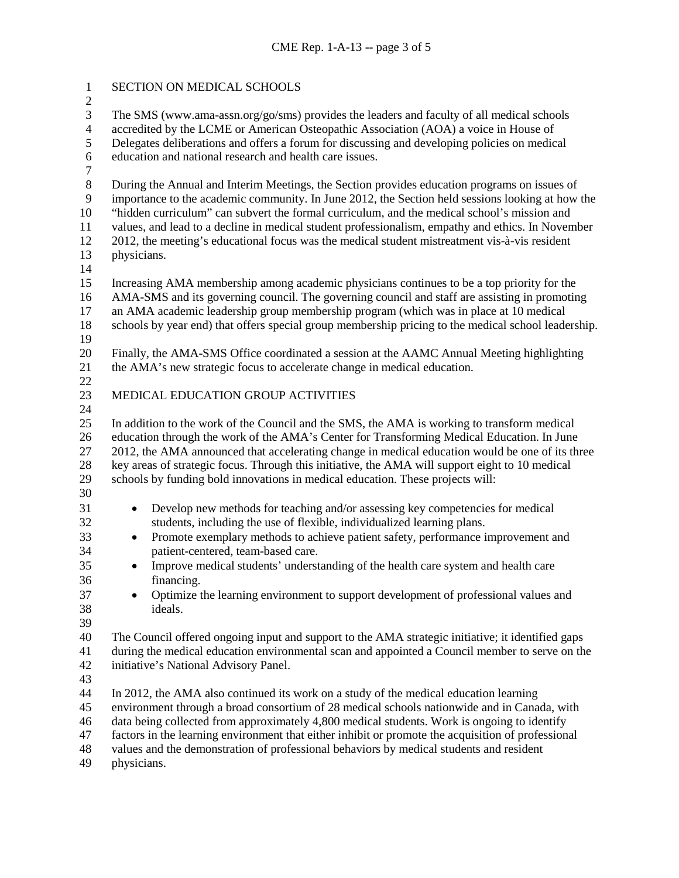## SECTION ON MEDICAL SCHOOLS

The SMS (www.ama-assn.org/go/sms) provides the leaders and faculty of all medical schools accredited by the LCME or American Osteopathic Association (AOA) a voice in House of Delegates deliberations and offers a forum for discussing and developing policies on medical education and national research and health care issues.

During the Annual and Interim Meetings, the Section provides education programs on issues of importance to the academic community. In June 2012, the Section held sessions looking at how the "hidden curriculum" can subvert the formal curriculum, and the medical school's mission and values, and lead to a decline in medical student professionalism, empathy and ethics. In November 2012, the meeting's educational focus was the medical student mistreatment vis-à-vis resident physicians.

Increasing AMA membership among academic physicians continues to be a top priority for the AMA-SMS and its governing council. The governing council and staff are assisting in promoting an AMA academic leadership group membership program (which was in place at 10 medical schools by year end) that offers special group membership pricing to the medical school leadership.

Finally, the AMA-SMS Office coordinated a session at the AAMC Annual Meeting highlighting the AMA's new strategic focus to accelerate change in medical education.

## MEDICAL EDUCATION GROUP ACTIVITIES

In addition to the work of the Council and the SMS, the AMA is working to transform medical education through the work of the AMA's Center for Transforming Medical Education. In June 2012, the AMA announced that accelerating change in medical education would be one of its three key areas of strategic focus. Through this initiative, the AMA will support eight to 10 medical schools by funding bold innovations in medical education. These projects will:

- Develop new methods for teaching and/or assessing key competencies for medical students, including the use of flexible, individualized learning plans.
- Promote exemplary methods to achieve patient safety, performance improvement and patient-centered, team-based care.
- Improve medical students' understanding of the health care system and health care financing.
- Optimize the learning environment to support development of professional values and ideals.

The Council offered ongoing input and support to the AMA strategic initiative; it identified gaps during the medical education environmental scan and appointed a Council member to serve on the initiative's National Advisory Panel.

In 2012, the AMA also continued its work on a study of the medical education learning environment through a broad consortium of 28 medical schools nationwide and in Canada, with data being collected from approximately 4,800 medical students. Work is ongoing to identify factors in the learning environment that either inhibit or promote the acquisition of professional values and the demonstration of professional behaviors by medical students and resident physicians.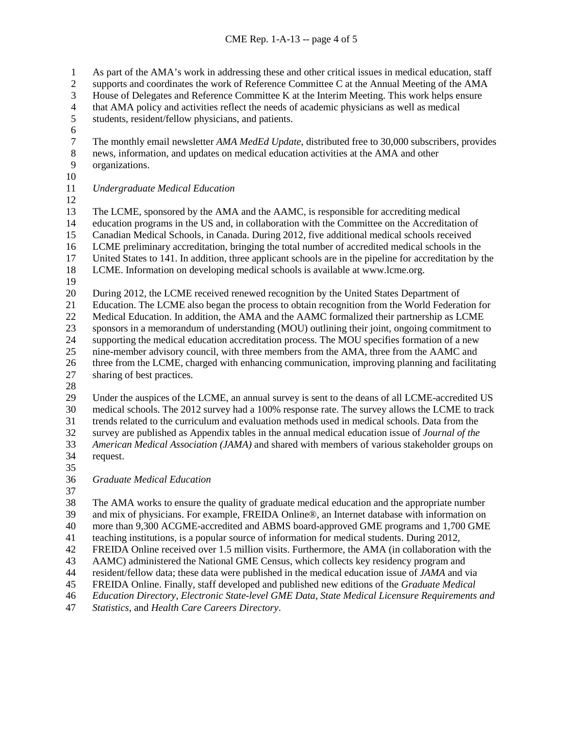As part of the AMA's work in addressing these and other critical issues in medical education, staff supports and coordinates the work of Reference Committee C at the Annual Meeting of the AMA House of Delegates and Reference Committee K at the Interim Meeting. This work helps ensure that AMA policy and activities reflect the needs of academic physicians as well as medical students, resident/fellow physicians, and patients.

The monthly email newsletter *AMA MedEd Update*, distributed free to 30,000 subscribers, provides news, information, and updates on medical education activities at the AMA and other organizations.

*Undergraduate Medical Education*

The LCME, sponsored by the AMA and the AAMC, is responsible for accrediting medical education programs in the US and, in collaboration with the Committee on the Accreditation of Canadian Medical Schools, in Canada. During 2012, five additional medical schools received LCME preliminary accreditation, bringing the total number of accredited medical schools in the United States to 141. In addition, three applicant schools are in the pipeline for accreditation by the LCME. Information on developing medical schools is available at www.lcme.org.

During 2012, the LCME received renewed recognition by the United States Department of Education. The LCME also began the process to obtain recognition from the World Federation for Medical Education. In addition, the AMA and the AAMC formalized their partnership as LCME sponsors in a memorandum of understanding (MOU) outlining their joint, ongoing commitment to supporting the medical education accreditation process. The MOU specifies formation of a new nine-member advisory council, with three members from the AMA, three from the AAMC and three from the LCME, charged with enhancing communication, improving planning and facilitating sharing of best practices.

Under the auspices of the LCME, an annual survey is sent to the deans of all LCME-accredited US medical schools. The 2012 survey had a 100% response rate. The survey allows the LCME to track trends related to the curriculum and evaluation methods used in medical schools. Data from the survey are published as Appendix tables in the annual medical education issue of *Journal of the American Medical Association (JAMA)* and shared with members of various stakeholder groups on request.

*Graduate Medical Education*

The AMA works to ensure the quality of graduate medical education and the appropriate number and mix of physicians. For example, FREIDA Online®, an Internet database with information on more than 9,300 ACGME-accredited and ABMS board-approved GME programs and 1,700 GME teaching institutions, is a popular source of information for medical students. During 2012, FREIDA Online received over 1.5 million visits. Furthermore, the AMA (in collaboration with the AAMC) administered the National GME Census, which collects key residency program and resident/fellow data; these data were published in the medical education issue of *JAMA* and via FREIDA Online. Finally, staff developed and published new editions of the *Graduate Medical Education Directory*, *Electronic State-level GME Data*, *State Medical Licensure Requirements and Statistics*, and *Health Care Careers Directory*.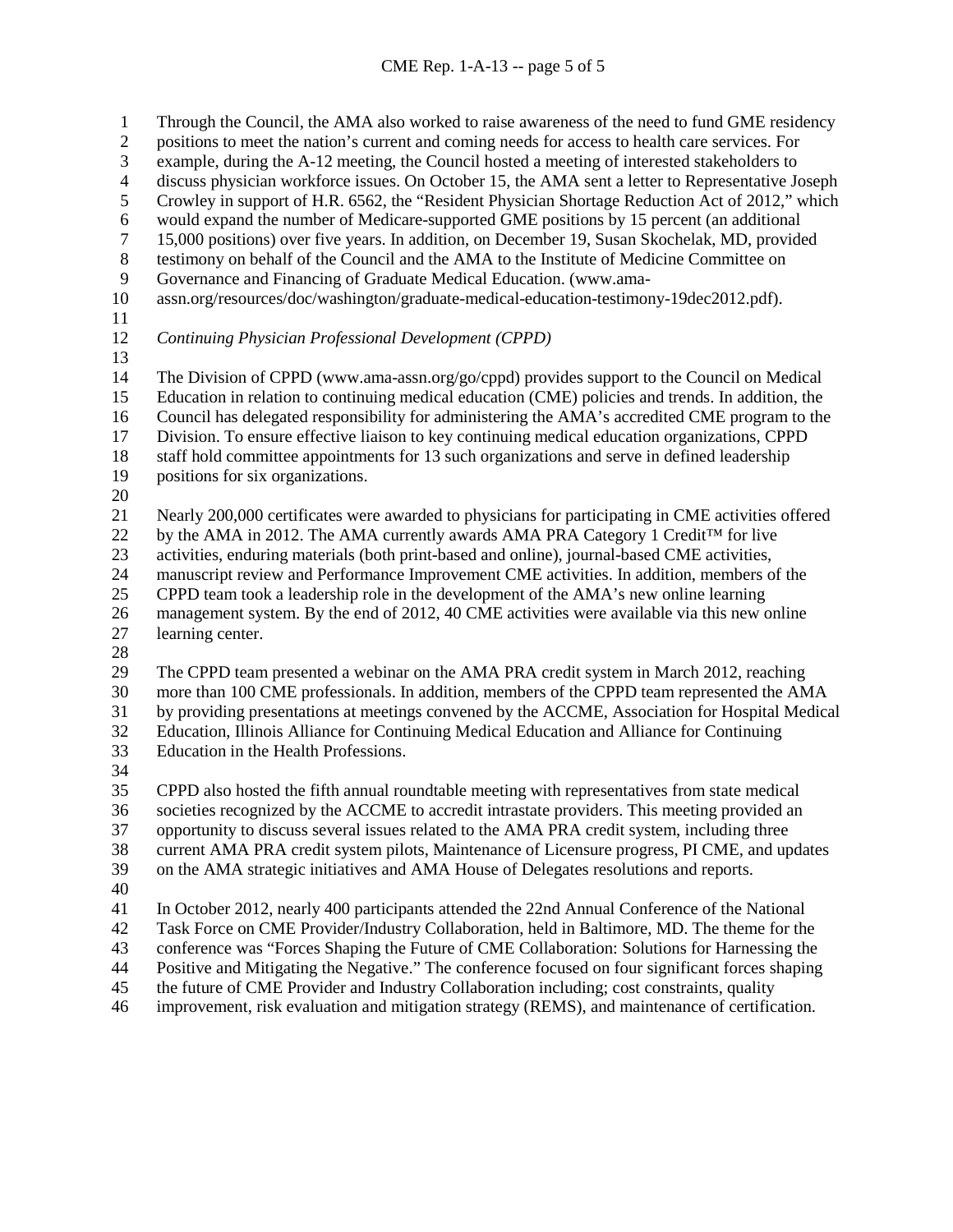Through the Council, the AMA also worked to raise awareness of the need to fund GME residency positions to meet the nation's current and coming needs for access to health care services. For example, during the A-12 meeting, the Council hosted a meeting of interested stakeholders to discuss physician workforce issues. On October 15, the AMA sent a letter to Representative Joseph Crowley in support of H.R. 6562, the "Resident Physician Shortage Reduction Act of 2012," which would expand the number of Medicare-supported GME positions by 15 percent (an additional 15,000 positions) over five years. In addition, on December 19, Susan Skochelak, MD, provided testimony on behalf of the Council and the AMA to the Institute of Medicine Committee on Governance and Financing of Graduate Medical Education. (www.ama-assn.org/resources/doc/washington/graduate-medical-education-testimony-19dec2012.pdf).

*Continuing Physician Professional Development (CPPD)*

The Division of CPPD (www.ama-assn.org/go/cppd) provides support to the Council on Medical Education in relation to continuing medical education (CME) policies and trends. In addition, the Council has delegated responsibility for administering the AMA's accredited CME program to the Division. To ensure effective liaison to key continuing medical education organizations, CPPD staff hold committee appointments for 13 such organizations and serve in defined leadership positions for six organizations.

Nearly 200,000 certificates were awarded to physicians for participating in CME activities offered by the AMA in 2012. The AMA currently awards AMA PRA Category 1 Credit™ for live activities, enduring materials (both print-based and online), journal-based CME activities, manuscript review and Performance Improvement CME activities. In addition, members of the CPPD team took a leadership role in the development of the AMA's new online learning management system. By the end of 2012, 40 CME activities were available via this new online learning center.

The CPPD team presented a webinar on the AMA PRA credit system in March 2012, reaching more than 100 CME professionals. In addition, members of the CPPD team represented the AMA by providing presentations at meetings convened by the ACCME, Association for Hospital Medical Education, Illinois Alliance for Continuing Medical Education and Alliance for Continuing Education in the Health Professions.

CPPD also hosted the fifth annual roundtable meeting with representatives from state medical societies recognized by the ACCME to accredit intrastate providers. This meeting provided an opportunity to discuss several issues related to the AMA PRA credit system, including three current AMA PRA credit system pilots, Maintenance of Licensure progress, PI CME, and updates on the AMA strategic initiatives and AMA House of Delegates resolutions and reports.

In October 2012, nearly 400 participants attended the 22nd Annual Conference of the National Task Force on CME Provider/Industry Collaboration, held in Baltimore, MD. The theme for the conference was "Forces Shaping the Future of CME Collaboration: Solutions for Harnessing the Positive and Mitigating the Negative." The conference focused on four significant forces shaping the future of CME Provider and Industry Collaboration including; cost constraints, quality improvement, risk evaluation and mitigation strategy (REMS), and maintenance of certification.